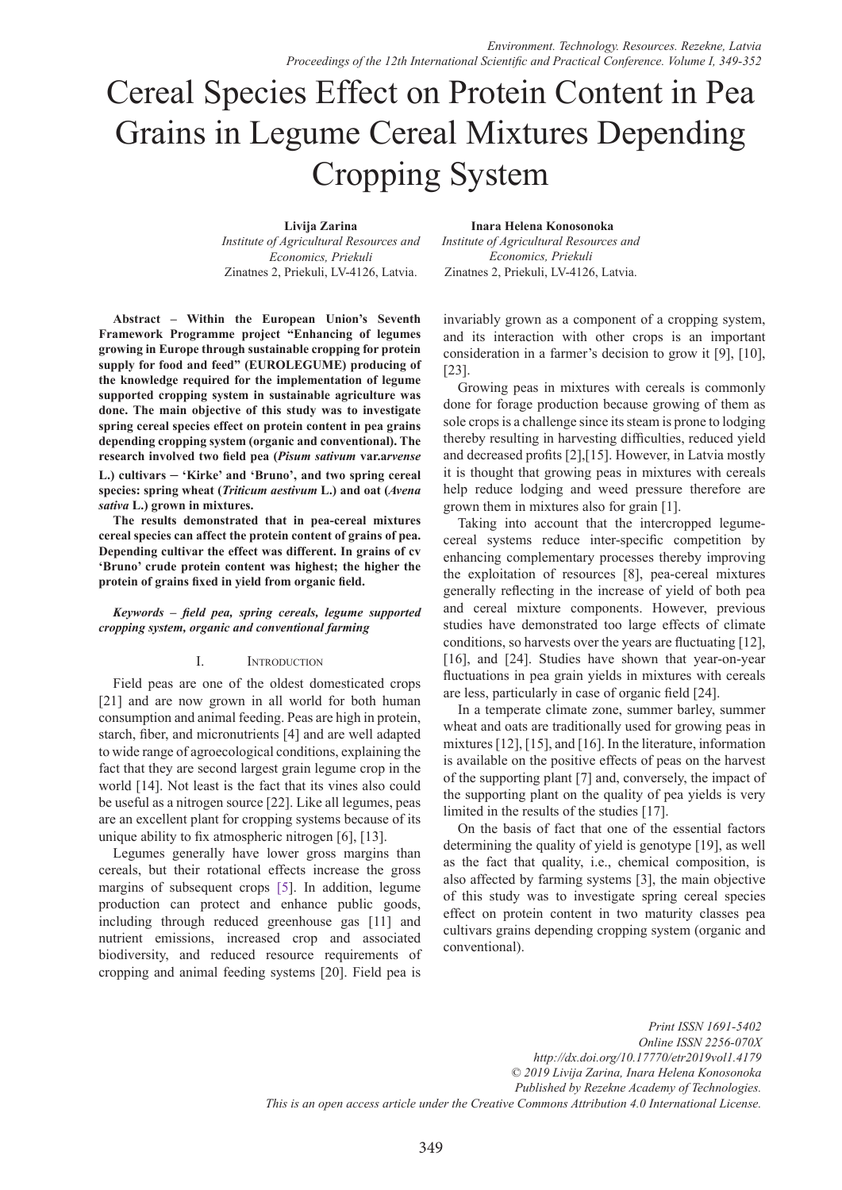# Cereal Species Effect on Protein Content in Pea Grains in Legume Cereal Mixtures Depending Cropping System

**Livija Zarina**
*Institute of Agricultural Resources and Economics, Priekuli*
Zinatnes 2, Priekuli, LV-4126, Latvia.

**Inara Helena Konosonoka**
*Institute of Agricultural Resources and Economics, Priekuli*
Zinatnes 2, Priekuli, LV-4126, Latvia.

**Abstract – Within the European Union's Seventh Framework Programme project "Enhancing of legumes growing in Europe through sustainable cropping for protein supply for food and feed" (EUROLEGUME) producing of the knowledge required for the implementation of legume supported cropping system in sustainable agriculture was done. The main objective of this study was to investigate spring cereal species effect on protein content in pea grains depending cropping system (organic and conventional). The research involved two field pea (*Pisum sativum* var.*arvense* L.) cultivars ─ 'Kirke' and 'Bruno', and two spring cereal species: spring wheat (*Triticum aestivum* L.) and oat (*Avena sativa* L.) grown in mixtures.**

**The results demonstrated that in pea-cereal mixtures cereal species can affect the protein content of grains of pea. Depending cultivar the effect was different. In grains of cv 'Bruno' crude protein content was highest; the higher the protein of grains fixed in yield from organic field.**

***Keywords – field pea, spring cereals, legume supported cropping system, organic and conventional farming***

## I. Introduction

Field peas are one of the oldest domesticated crops [21] and are now grown in all world for both human consumption and animal feeding. Peas are high in protein, starch, fiber, and micronutrients [4] and are well adapted to wide range of agroecological conditions, explaining the fact that they are second largest grain legume crop in the world [14]. Not least is the fact that its vines also could be useful as a nitrogen source [22]. Like all legumes, peas are an excellent plant for cropping systems because of its unique ability to fix atmospheric nitrogen [6], [13].

Legumes generally have lower gross margins than cereals, but their rotational effects increase the gross margins of subsequent crops [5]. In addition, legume production can protect and enhance public goods, including through reduced greenhouse gas [11] and nutrient emissions, increased crop and associated biodiversity, and reduced resource requirements of cropping and animal feeding systems [20]. Field pea is invariably grown as a component of a cropping system, and its interaction with other crops is an important consideration in a farmer's decision to grow it [9], [10], [23].

Growing peas in mixtures with cereals is commonly done for forage production because growing of them as sole crops is a challenge since its steam is prone to lodging thereby resulting in harvesting difficulties, reduced yield and decreased profits [2],[15]. However, in Latvia mostly it is thought that growing peas in mixtures with cereals help reduce lodging and weed pressure therefore are grown them in mixtures also for grain [1].

Taking into account that the intercropped legume-cereal systems reduce inter-specific competition by enhancing complementary processes thereby improving the exploitation of resources [8], pea-cereal mixtures generally reflecting in the increase of yield of both pea and cereal mixture components. However, previous studies have demonstrated too large effects of climate conditions, so harvests over the years are fluctuating [12], [16], and [24]. Studies have shown that year-on-year fluctuations in pea grain yields in mixtures with cereals are less, particularly in case of organic field [24].

In a temperate climate zone, summer barley, summer wheat and oats are traditionally used for growing peas in mixtures [12], [15], and [16]. In the literature, information is available on the positive effects of peas on the harvest of the supporting plant [7] and, conversely, the impact of the supporting plant on the quality of pea yields is very limited in the results of the studies [17].

On the basis of fact that one of the essential factors determining the quality of yield is genotype [19], as well as the fact that quality, i.e., chemical composition, is also affected by farming systems [3], the main objective of this study was to investigate spring cereal species effect on protein content in two maturity classes pea cultivars grains depending cropping system (organic and conventional).

*Print ISSN 1691-5402*
*Online ISSN 2256-070X*
*http://dx.doi.org/10.17770/etr2019vol1.4179*
*© 2019 Livija Zarina, Inara Helena Konosonoka*
*Published by Rezekne Academy of Technologies.*
*This is an open access article under the Creative Commons Attribution 4.0 International License.*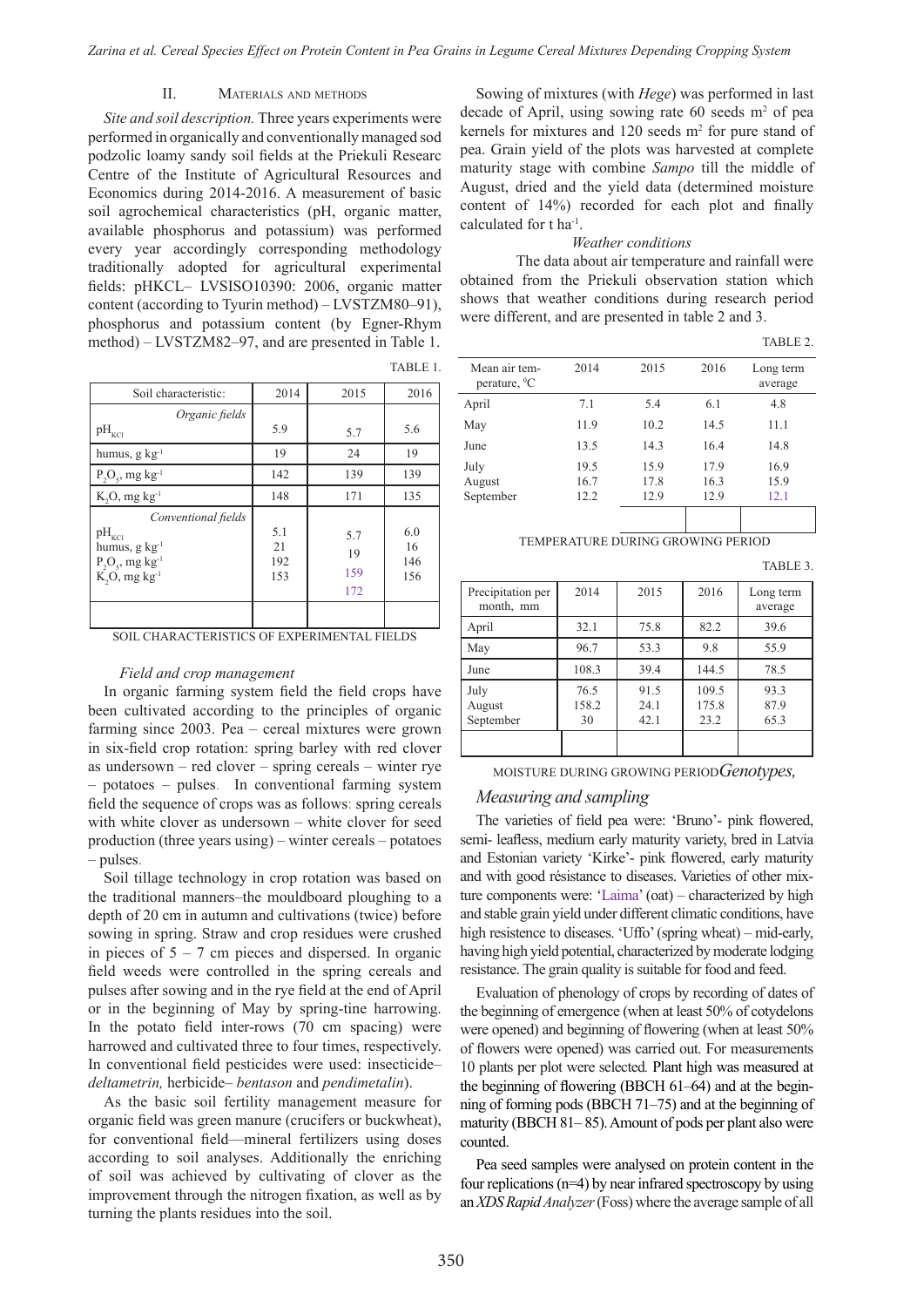## II. Materials and methods

*Site and soil description.* Three years experiments were performed in organically and conventionally managed sod podzolic loamy sandy soil fields at the Priekuli Researc Centre of the Institute of Agricultural Resources and Economics during 2014-2016. A measurement of basic soil agrochemical characteristics (pH, organic matter, available phosphorus and potassium) was performed every year accordingly corresponding methodology traditionally adopted for agricultural experimental fields: pHKCL– LVSISO10390: 2006, organic matter content (according to Tyurin method) – LVSTZM80–91), phosphorus and potassium content (by Egner-Rhym method) – LVSTZM82–97, and are presented in Table 1.

TABLE 1.

| Soil characteristic: | 2014 | 2015 | 2016 |
|---|---|---|---|
| *Organic fields* | | | |
| $pH_{KCl}$ | 5.9 | 5.7 | 5.6 |
| humus, g $kg^{-1}$ | 19 | 24 | 19 |
| $P_2O_5$, mg $kg^{-1}$ | 142 | 139 | 139 |
| $K_2O$, mg $kg^{-1}$ | 148 | 171 | 135 |
| *Conventional fields* | | | |
| $pH_{KCl}$ | 5.1 | 5.7 | 6.0 |
| humus, g $kg^{-1}$ | 21 | 19 | 16 |
| $P_2O_5$, mg $kg^{-1}$ | 192 | 159 | 146 |
| $K_2O$, mg $kg^{-1}$ | 153 | 172 | 156 |

SOIL CHARACTERISTICS OF EXPERIMENTAL FIELDS

*Field and crop management*

In organic farming system field the field crops have been cultivated according to the principles of organic farming since 2003. Pea – cereal mixtures were grown in six-field crop rotation: spring barley with red clover as undersown – red clover – spring cereals – winter rye – potatoes – pulses. In conventional farming system field the sequence of crops was as follows: spring cereals with white clover as undersown – white clover for seed production (three years using) – winter cereals – potatoes – pulses.

Soil tillage technology in crop rotation was based on the traditional manners–the mouldboard ploughing to a depth of 20 cm in autumn and cultivations (twice) before sowing in spring. Straw and crop residues were crushed in pieces of 5 – 7 cm pieces and dispersed. In organic field weeds were controlled in the spring cereals and pulses after sowing and in the rye field at the end of April or in the beginning of May by spring-tine harrowing. In the potato field inter-rows (70 cm spacing) were harrowed and cultivated three to four times, respectively. In conventional field pesticides were used: insecticide– *deltametrin,* herbicide– *bentason* and *pendimetalin*).

As the basic soil fertility management measure for organic field was green manure (crucifers or buckwheat), for conventional field––mineral fertilizers using doses according to soil analyses. Additionally the enriching of soil was achieved by cultivating of clover as the improvement through the nitrogen fixation, as well as by turning the plants residues into the soil.

Sowing of mixtures (with *Hege*) was performed in last decade of April, using sowing rate 60 seeds $m^2$ of pea kernels for mixtures and 120 seeds $m^2$ for pure stand of pea. Grain yield of the plots was harvested at complete maturity stage with combine *Sampo* till the middle of August, dried and the yield data (determined moisture content of 14%) recorded for each plot and finally calculated for t $ha^{-1}$.

*Weather conditions*

The data about air temperature and rainfall were obtained from the Priekuli observation station which shows that weather conditions during research period were different, and are presented in table 2 and 3.

TABLE 2.

| Mean air temperature, °C | 2014 | 2015 | 2016 | Long term average |
|---|---|---|---|---|
| April | 7.1 | 5.4 | 6.1 | 4.8 |
| May | 11.9 | 10.2 | 14.5 | 11.1 |
| June | 13.5 | 14.3 | 16.4 | 14.8 |
| July | 19.5 | 15.9 | 17.9 | 16.9 |
| August | 16.7 | 17.8 | 16.3 | 15.9 |
| September | 12.2 | 12.9 | 12.9 | 12.1 |

TEMPERATURE DURING GROWING PERIOD

TABLE 3.

| Precipitation per month, mm | 2014 | 2015 | 2016 | Long term average |
|---|---|---|---|---|
| April | 32.1 | 75.8 | 82.2 | 39.6 |
| May | 96.7 | 53.3 | 9.8 | 55.9 |
| June | 108.3 | 39.4 | 144.5 | 78.5 |
| July | 76.5 | 91.5 | 109.5 | 93.3 |
| August | 158.2 | 24.1 | 175.8 | 87.9 |
| September | 30 | 42.1 | 23.2 | 65.3 |

MOISTURE DURING GROWING PERIOD

*Genotypes, Measuring and sampling*

The varieties of field pea were: 'Bruno'- pink flowered, semi- leafless, medium early maturity variety, bred in Latvia and Estonian variety 'Kirke'- pink flowered, early maturity and with good résistance to diseases. Varieties of other mixture components were: 'Laima' (oat) – characterized by high and stable grain yield under different climatic conditions, have high resistence to diseases. 'Uffo' (spring wheat) – mid-early, having high yield potential, characterized by moderate lodging resistance. The grain quality is suitable for food and feed.

Evaluation of phenology of crops by recording of dates of the beginning of emergence (when at least 50% of cotydelons were opened) and beginning of flowering (when at least 50% of flowers were opened) was carried out. For measurements 10 plants per plot were selected. Plant high was measured at the beginning of flowering (BBCH 61–64) and at the beginning of forming pods (BBCH 71–75) and at the beginning of maturity (BBCH 81– 85). Amount of pods per plant also were counted.

Pea seed samples were analysed on protein content in the four replications (n=4) by near infrared spectroscopy by using an *XDS Rapid Analyzer* (Foss) where the average sample of all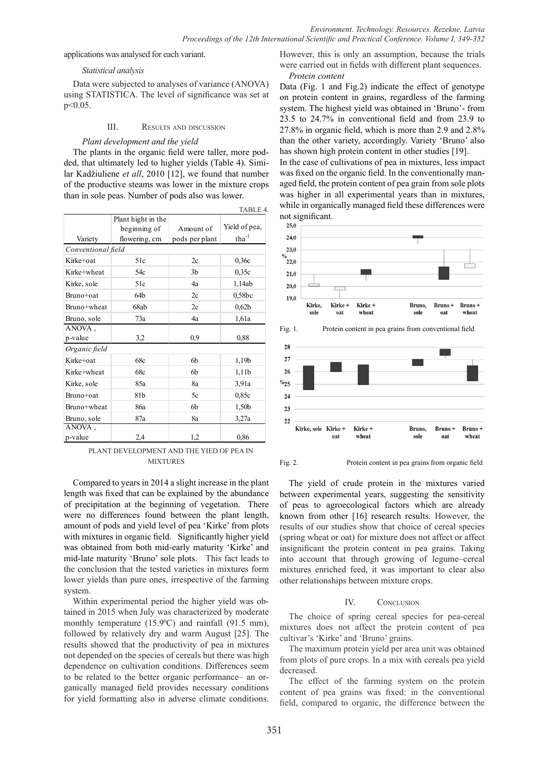applications was analysed for each variant.

*Statistical analysis*

Data were subjected to analyses of variance (ANOVA) using STATISTICA. The level of significance was set at $p<0.05$.

## III. Results and discussion

*Plant development and the yield*

The plants in the organic field were taller, more podded, that ultimately led to higher yields (Table 4). Similar Kadžiuliene *et all*, 2010 [12], we found that number of the productive steams was lower in the mixture crops than in sole peas. Number of pods also was lower.

TABLE 4.

| Variety | Plant hight in the beginning of flowering, cm | Amount of pods per plant | Yield of pea, $tha^{-1}$ |
|---|---|---|---|
| *Conventional field* | | | |
| Kirke+oat | 51c | 2c | 0,36c |
| Kirke+wheat | 54c | 3b | 0,35c |
| Kirke, sole | 51c | 4a | 1,14ab |
| Bruno+oat | 64b | 2c | 0,58bc |
| Bruno+wheat | 68ab | 2c | 0,62b |
| Bruno, sole | 73a | 4a | 1,61a |
| ANOVA , p-value | 3,2 | 0,9 | 0,88 |
| *Organic field* | | | |
| Kirke+oat | 68c | 6b | 1,19b |
| Kirke+wheat | 68c | 6b | 1,11b |
| Kirke, sole | 85a | 8a | 3,91a |
| Bruno+oat | 81b | 5c | 0,85c |
| Bruno+wheat | 86a | 6b | 1,50b |
| Bruno, sole | 87a | 8a | 3,27a |
| ANOVA , p-value | 2,4 | 1,2 | 0,86 |

PLANT DEVELOPMENT AND THE YIED OF PEA IN MIXTURES

Compared to years in 2014 a slight increase in the plant length was fixed that can be explained by the abundance of precipitation at the beginning of vegetation. There were no differences found between the plant length, amount of pods and yield level of pea 'Kirke' from plots with mixtures in organic field. Significantly higher yield was obtained from both mid-early maturity 'Kirke' and mid-late maturity 'Bruno' sole plots. This fact leads to the conclusion that the tested varieties in mixtures form lower yields than pure ones, irrespective of the farming system.

Within experimental period the higher yield was obtained in 2015 when July was characterized by moderate monthly temperature (15.9$^{0}$C) and rainfall (91.5 mm), followed by relatively dry and warm August [25]. The results showed that the productivity of pea in mixtures not depended on the species of cereals but there was high dependence on cultivation conditions. Differences seem to be related to the better organic performance– an organically managed field provides necessary conditions for yield formatting also in adverse climate conditions. However, this is only an assumption, because the trials were carried out in fields with different plant sequences.

*Protein content*

Data (Fig. 1 and Fig.2) indicate the effect of genotype on protein content in grains, regardless of the farming system. The highest yield was obtained in 'Bruno'- from 23.5 to 24.7% in conventional field and from 23.9 to 27.8% in organic field, which is more than 2.9 and 2.8% than the other variety, accordingly. Variety 'Bruno' also has shown high protein content in other studies [19].

In the case of cultivations of pea in mixtures, less impact was fixed on the organic field. In the conventionally managed field, the protein content of pea grain from sole plots was higher in all experimental years than in mixtures, while in organically managed field these differences were not significant.

Fig. 1. Protein content in pea grains from conventional field

Fig. 2. Protein content in pea grains from organic field

The yield of crude protein in the mixtures varied between experimental years, suggesting the sensitivity of peas to agroecological factors which are already known from other [16] research results. However, the results of our studies show that choice of cereal species (spring wheat or oat) for mixture does not affect or affect insignificant the protein content in pea grains. Taking into account that through growing of legume–cereal mixtures enriched feed, it was important to clear also other relationships between mixture crops.

## IV. Conclusion

The choice of spring cereal species for pea-cereal mixtures does not affect the protein content of pea cultivar's 'Kirke' and 'Bruno' grains.

The maximum protein yield per area unit was obtained from plots of pure crops. In a mix with cereals pea yield decreased.

The effect of the farming system on the protein content of pea grains was fixed: in the conventional field, compared to organic, the difference between the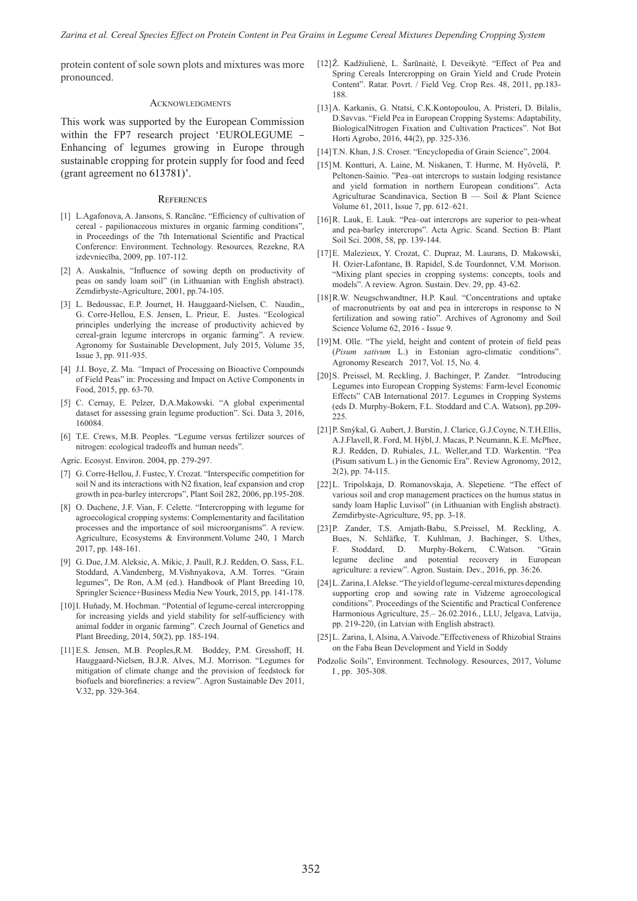protein content of sole sown plots and mixtures was more pronounced.

## Acknowledgments

This work was supported by the European Commission within the FP7 research project 'EUROLEGUME – Enhancing of legumes growing in Europe through sustainable cropping for protein supply for food and feed (grant agreement no 613781)'.

## References

[1] L.Agafonova, A. Jansons, S. Rancāne. "Efficiency of cultivation of cereal - papilionaceous mixtures in organic farming conditions", in Proceedings of the 7th International Scientific and Practical Conference: Environment. Technology. Resources*,* Rezekne, RA izdevniecība, 2009, pp. 107-112.

[2] A. Auskalnis, "Influence of sowing depth on productivity of peas on sandy loam soil" (in Lithuanian with English abstract). Zemdirbyste-Agriculture, 2001, pp.74-105.

[3] L. Bedoussac, E.P. Journet, H. Hauggaard-Nielsen, C. Naudin,, G. Corre-Hellou, E.S. Jensen, L. Prieur, E. Justes. "Ecological principles underlying the increase of productivity achieved by cereal-grain legume intercrops in organic farming". A review. Agronomy for Sustainable Development, July 2015, Volume 35, Issue 3, pp. 911-935.

[4] J.I. Boye, Z. Ma. *"*Impact of Processing on Bioactive Compounds of Field Peas" in: Processing and Impact on Active Components in Food, 2015, pp. 63-70.

[5] C. Cernay, E. Pelzer, D.A.Makowski. "A global experimental dataset for assessing grain legume production". Sci. Data 3, 2016, 160084.

[6] T.E. Crews, M.B. Peoples. "Legume versus fertilizer sources of nitrogen: ecological tradeoffs and human needs".

Agric. Ecosyst. Environ. 2004, pp. 279-297.

[7] G. Corre-Hellou, J. Fustec, Y. Crozat. "Interspecific competition for soil N and its interactions with N2 fixation, leaf expansion and crop growth in pea-barley intercrops", Plant Soil 282, 2006, pp.195-208.

[8] O. Duchene, J.F. Vian, F. Celette. "Intercropping with legume for agroecological cropping systems: Complementarity and facilitation processes and the importance of soil microorganisms". A review. Agriculture, Ecosystems & Environment.Volume 240, 1 March 2017, pp. 148-161.

[9] G. Due, J.M. Aleksic, A. Mikic, J. Paull, R.J. Redden, O. Sass, F.L. Stoddard, A.Vandenberg, M.Vishnyakova, A.M. Torres. "Grain legumes", De Ron, A.M (ed.). Handbook of Plant Breeding 10, Springler Science+Business Media New Yourk, 2015, pp. 141-178.

[10] I. Huňady, M. Hochman. "Potential of legume-cereal intercropping for increasing yields and yield stability for self-sufficiency with animal fodder in organic farming". Czech Journal of Genetics and Plant Breeding, 2014, 50(2), pp. 185-194.

[11] E.S. Jensen, M.B. Peoples,R.M. Boddey, P.M. Gresshoff, H. Hauggaard-Nielsen, B.J.R. Alves, M.J. Morrison. "Legumes for mitigation of climate change and the provision of feedstock for biofuels and biorefineries: a review". Agron Sustainable Dev 2011, V.32, pp. 329-364.

[12] Ž. Kadžiulienė, L. Šarūnaitė, I. Deveikytė. "Effect of Pea and Spring Cereals Intercropping on Grain Yield and Crude Protein Content". Ratar. Povrt. / Field Veg. Crop Res. 48, 2011, pp.183-188.

[13] A. Karkanis, G. Ntatsi, C.K.Kontopoulou, A. Pristeri, D. Bilalis, D.Savvas. "Field Pea in European Cropping Systems: Adaptability, BiologicalNitrogen Fixation and Cultivation Practices". Not Bot Horti Agrobo, 2016, 44(2), pp. 325-336.

[14] T.N. Khan, J.S. Croser. "Encyclopedia of Grain Science", 2004.

[15] M. Kontturi, A. Laine, M. Niskanen, T. Hurme, M. Hyövelä, P. Peltonen-Sainio. "Pea–oat intercrops to sustain lodging resistance and yield formation in northern European conditions". Acta Agriculturae Scandinavica, Section B — Soil & Plant Science Volume 61, 2011, Issue 7, pp. 612–621.

[16] R. Lauk, E. Lauk. "Pea–oat intercrops are superior to pea-wheat and pea-barley intercrops". Acta Agric. Scand. Section B: Plant Soil Sci. 2008, 58, pp. 139-144.

[17] E. Malezieux, Y. Crozat, C. Dupraz, M. Laurans, D. Makowski, H. Ozier-Lafontane, B. Rapidel, S.de Tourdonnet, V.M. Morison. "Mixing plant species in cropping systems: concepts, tools and models". A review. Agron. Sustain. Dev. 29, pp. 43-62.

[18] R.W. Neugschwandtner, H.P. Kaul. "Concentrations and uptake of macronutrients by oat and pea in intercrops in response to N fertilization and sowing ratio". Archives of Agronomy and Soil Science Volume 62, 2016 - Issue 9.

[19] M. Olle. "The yield, height and content of protein of field peas (*Pisum sativum* L.) in Estonian agro-climatic conditions". Agronomy Research 2017, Vol. 15, No. 4.

[20] S. Preissel, M. Reckling, J. Bachinger, P. Zander. "Introducing Legumes into European Cropping Systems: Farm-level Economic Effects" CAB International 2017. Legumes in Cropping Systems (eds D. Murphy-Bokern, F.L. Stoddard and C.A. Watson), pp.209-225.

[21] P. Smýkal, G. Aubert, J. Burstin, J. Clarice, G.J.Coyne, N.T.H.Ellis, A.J.Flavell, R. Ford, M. Hýbl, J. Macas, P. Neumann, K.E. McPhee, R.J. Redden, D. Rubiales, J.L. Weller,and T.D. Warkentin. "Pea (Pisum sativum L.) in the Genomic Era". Review Agronomy, 2012, 2(2), pp. 74-115.

[22] L. Tripolskaja, D. Romanovskaja, A. Slepetiene. "The effect of various soil and crop management practices on the humus status in sandy loam Haplic Luvisol" (in Lithuanian with English abstract). Zemdirbyste-Agriculture, 95, pp. 3-18.

[23] P. Zander, T.S. Amjath-Babu, S.Preissel, M. Reckling, A. Bues, N. Schläfke, T. Kuhlman, J. Bachinger, S. Uthes, F. Stoddard, D. Murphy-Bokern, C.Watson. "Grain legume decline and potential recovery in European agriculture: a review". Agron. Sustain. Dev., 2016, pp. 36:26.

[24] L. Zarina, I. Alekse. "The yield of legume-cereal mixtures depending supporting crop and sowing rate in Vidzeme agroecological conditions". Proceedings of the Scientific and Practical Conference Harmonious Agriculture, 25.– 26.02.2016., LLU, Jelgava, Latvija, pp. 219-220, (in Latvian with English abstract).

[25] L. Zarina, I, Alsina, A.Vaivode."Effectiveness of Rhizobial Strains on the Faba Bean Development and Yield in Soddy

Podzolic Soils", Environment. Technology. Resources, 2017, Volume I , pp. 305-308.